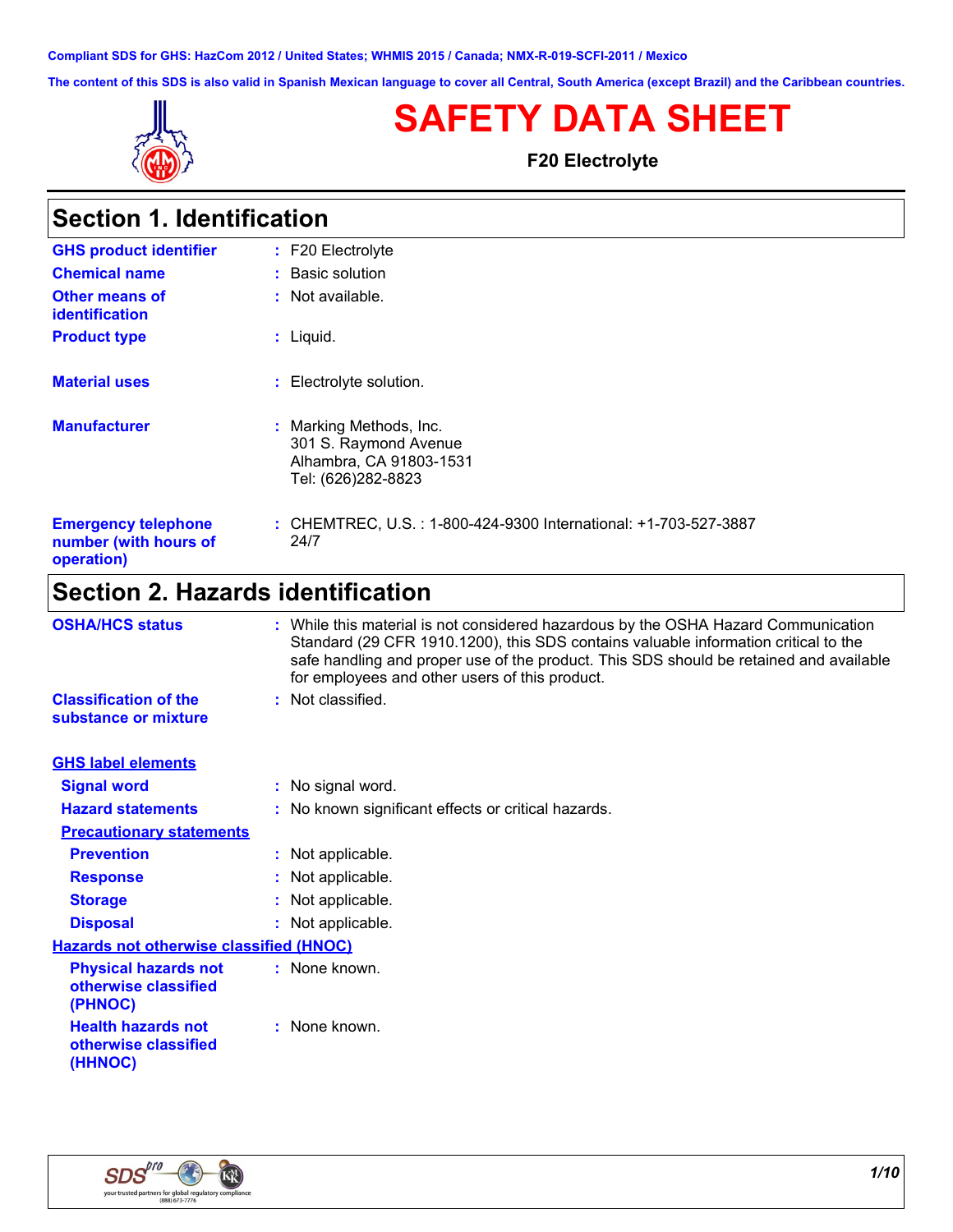Compliant SDS for GHS: HazCom 2012 / United States; WHMIS 2015 / Canada; NMX-R-019-SCFI-2011 / Mexico

The content of this SDS is also valid in Spanish Mexican language to cover all Central, South America (except Brazil) and the Caribbean countries.

# SAFETY DATA SHEET

**F20 Electrolyte**

## Section 1. Identification

| | |
|---|---|
| **GHS product identifier** | : F20 Electrolyte |
| **Chemical name** | : Basic solution |
| **Other means of identification** | : Not available. |
| **Product type** | : Liquid. |
| **Material uses** | : Electrolyte solution. |
| **Manufacturer** | : Marking Methods, Inc.<br>301 S. Raymond Avenue<br>Alhambra, CA 91803-1531<br>Tel: (626)282-8823 |
| **Emergency telephone number (with hours of operation)** | : CHEMTREC, U.S. : 1-800-424-9300 International: +1-703-527-3887<br>24/7 |

## Section 2. Hazards identification

| | |
|---|---|
| **OSHA/HCS status** | : While this material is not considered hazardous by the OSHA Hazard Communication Standard (29 CFR 1910.1200), this SDS contains valuable information critical to the safe handling and proper use of the product. This SDS should be retained and available for employees and other users of this product. |
| **Classification of the substance or mixture** | : Not classified. |

**GHS label elements**

| | |
|---|---|
| **Signal word** | : No signal word. |
| **Hazard statements** | : No known significant effects or critical hazards. |

**Precautionary statements**

| | |
|---|---|
| **Prevention** | : Not applicable. |
| **Response** | : Not applicable. |
| **Storage** | : Not applicable. |
| **Disposal** | : Not applicable. |

**Hazards not otherwise classified (HNOC)**

| | |
|---|---|
| **Physical hazards not otherwise classified (PHNOC)** | : None known. |
| **Health hazards not otherwise classified (HHNOC)** | : None known. |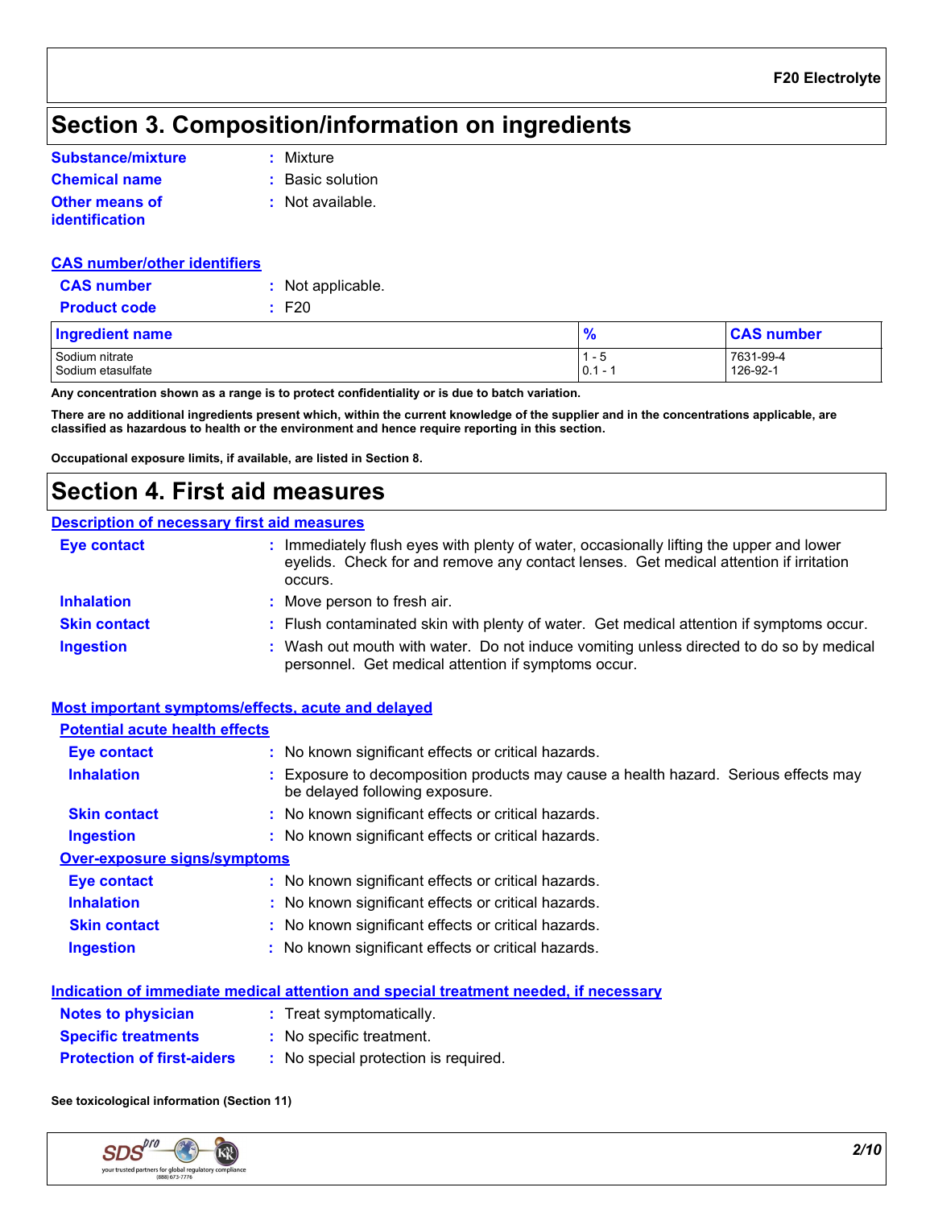## Section 3. Composition/information on ingredients

**Substance/mixture** : Mixture

**Chemical name** : Basic solution

**Other means of identification** : Not available.

**CAS number/other identifiers**

**CAS number** : Not applicable.

**Product code** : F20

| Ingredient name | % | CAS number |
|---|---|---|
| Sodium nitrate | 1 - 5 | 7631-99-4 |
| Sodium etasulfate | 0.1 - 1 | 126-92-1 |

**Any concentration shown as a range is to protect confidentiality or is due to batch variation.**

**There are no additional ingredients present which, within the current knowledge of the supplier and in the concentrations applicable, are classified as hazardous to health or the environment and hence require reporting in this section.**

**Occupational exposure limits, if available, are listed in Section 8.**

## Section 4. First aid measures

**Description of necessary first aid measures**

**Eye contact** : Immediately flush eyes with plenty of water, occasionally lifting the upper and lower eyelids. Check for and remove any contact lenses. Get medical attention if irritation occurs.

**Inhalation** : Move person to fresh air.

**Skin contact** : Flush contaminated skin with plenty of water. Get medical attention if symptoms occur.

**Ingestion** : Wash out mouth with water. Do not induce vomiting unless directed to do so by medical personnel. Get medical attention if symptoms occur.

**Most important symptoms/effects, acute and delayed**

**Potential acute health effects**

**Eye contact** : No known significant effects or critical hazards.

**Inhalation** : Exposure to decomposition products may cause a health hazard. Serious effects may be delayed following exposure.

**Skin contact** : No known significant effects or critical hazards.

**Ingestion** : No known significant effects or critical hazards.

**Over-exposure signs/symptoms**

**Eye contact** : No known significant effects or critical hazards.

**Inhalation** : No known significant effects or critical hazards.

**Skin contact** : No known significant effects or critical hazards.

**Ingestion** : No known significant effects or critical hazards.

**Indication of immediate medical attention and special treatment needed, if necessary**

**Notes to physician** : Treat symptomatically.

**Specific treatments** : No specific treatment.

**Protection of first-aiders** : No special protection is required.

**See toxicological information (Section 11)**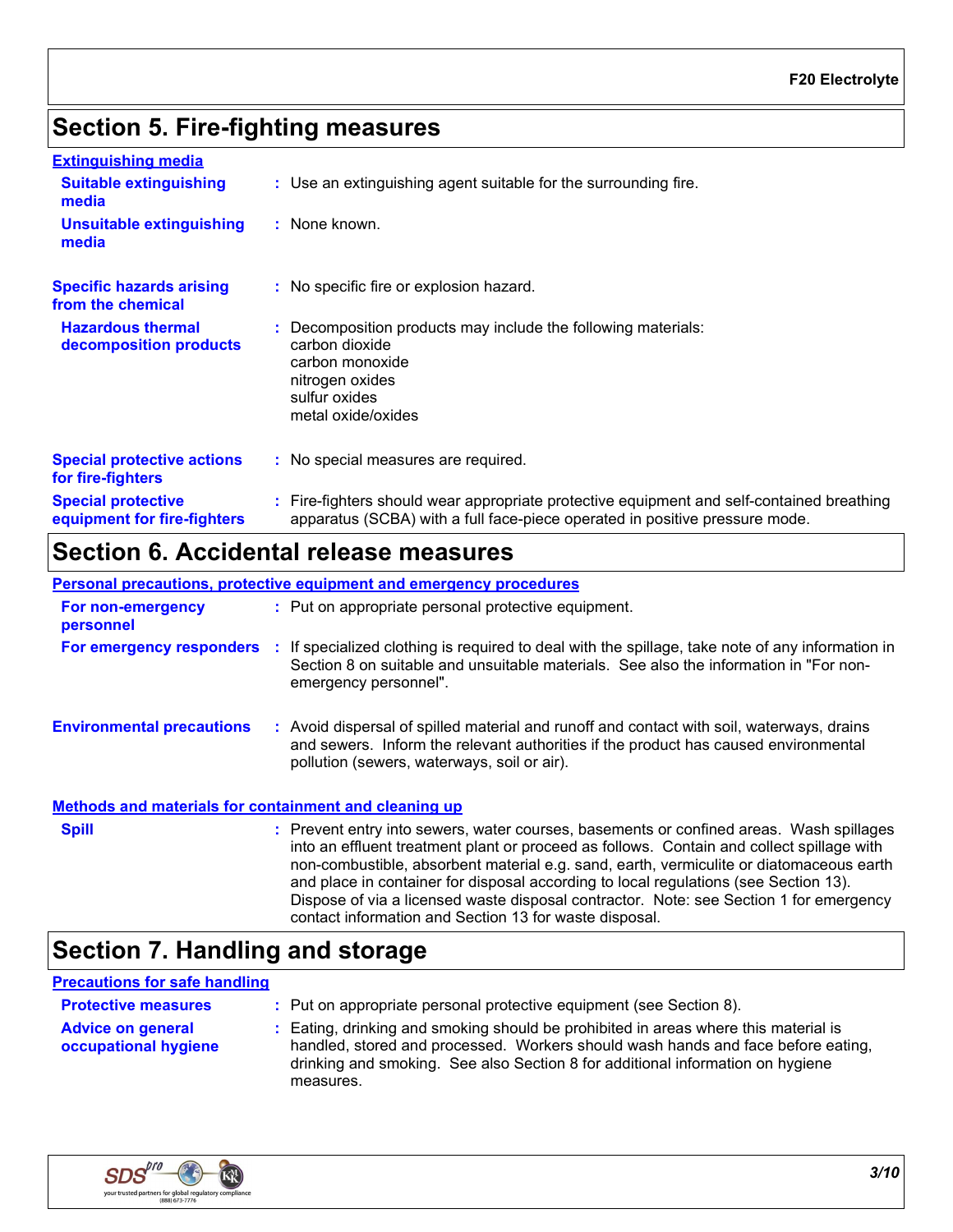## Section 5. Fire-fighting measures

### Extinguishing media

| | |
|---|---|
| **Suitable extinguishing media** | : Use an extinguishing agent suitable for the surrounding fire. |
| **Unsuitable extinguishing media** | : None known. |
| **Specific hazards arising from the chemical** | : No specific fire or explosion hazard. |
| **Hazardous thermal decomposition products** | : Decomposition products may include the following materials:<br>carbon dioxide<br>carbon monoxide<br>nitrogen oxides<br>sulfur oxides<br>metal oxide/oxides |
| **Special protective actions for fire-fighters** | : No special measures are required. |
| **Special protective equipment for fire-fighters** | : Fire-fighters should wear appropriate protective equipment and self-contained breathing apparatus (SCBA) with a full face-piece operated in positive pressure mode. |

## Section 6. Accidental release measures

### Personal precautions, protective equipment and emergency procedures

| | |
|---|---|
| **For non-emergency personnel** | : Put on appropriate personal protective equipment. |
| **For emergency responders** | : If specialized clothing is required to deal with the spillage, take note of any information in Section 8 on suitable and unsuitable materials. See also the information in "For non-emergency personnel". |
| **Environmental precautions** | : Avoid dispersal of spilled material and runoff and contact with soil, waterways, drains and sewers. Inform the relevant authorities if the product has caused environmental pollution (sewers, waterways, soil or air). |

### Methods and materials for containment and cleaning up

| | |
|---|---|
| **Spill** | : Prevent entry into sewers, water courses, basements or confined areas. Wash spillages into an effluent treatment plant or proceed as follows. Contain and collect spillage with non-combustible, absorbent material e.g. sand, earth, vermiculite or diatomaceous earth and place in container for disposal according to local regulations (see Section 13). Dispose of via a licensed waste disposal contractor. Note: see Section 1 for emergency contact information and Section 13 for waste disposal. |

## Section 7. Handling and storage

### Precautions for safe handling

| | |
|---|---|
| **Protective measures** | : Put on appropriate personal protective equipment (see Section 8). |
| **Advice on general occupational hygiene** | : Eating, drinking and smoking should be prohibited in areas where this material is handled, stored and processed. Workers should wash hands and face before eating, drinking and smoking. See also Section 8 for additional information on hygiene measures. |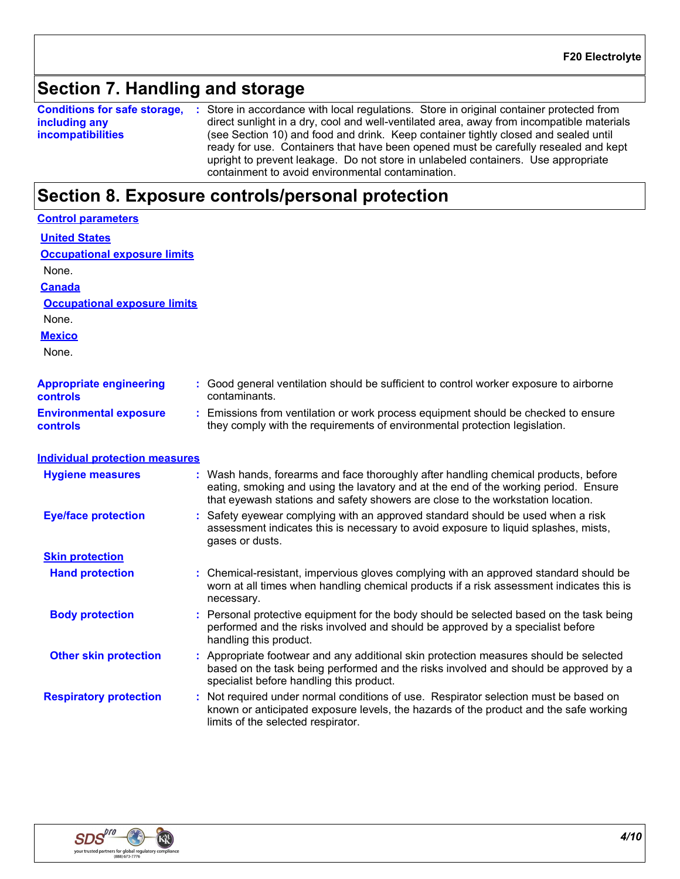## Section 7. Handling and storage

**Conditions for safe storage, including any incompatibilities** : Store in accordance with local regulations. Store in original container protected from direct sunlight in a dry, cool and well-ventilated area, away from incompatible materials (see Section 10) and food and drink. Keep container tightly closed and sealed until ready for use. Containers that have been opened must be carefully resealed and kept upright to prevent leakage. Do not store in unlabeled containers. Use appropriate containment to avoid environmental contamination.

## Section 8. Exposure controls/personal protection

**Control parameters**

**United States**

**Occupational exposure limits**

None.

**Canada**

**Occupational exposure limits**

None.

**Mexico**

None.

**Appropriate engineering controls** : Good general ventilation should be sufficient to control worker exposure to airborne contaminants.

**Environmental exposure controls** : Emissions from ventilation or work process equipment should be checked to ensure they comply with the requirements of environmental protection legislation.

**Individual protection measures**

**Hygiene measures** : Wash hands, forearms and face thoroughly after handling chemical products, before eating, smoking and using the lavatory and at the end of the working period. Ensure that eyewash stations and safety showers are close to the workstation location.

**Eye/face protection** : Safety eyewear complying with an approved standard should be used when a risk assessment indicates this is necessary to avoid exposure to liquid splashes, mists, gases or dusts.

**Skin protection**

**Hand protection** : Chemical-resistant, impervious gloves complying with an approved standard should be worn at all times when handling chemical products if a risk assessment indicates this is necessary.

**Body protection** : Personal protective equipment for the body should be selected based on the task being performed and the risks involved and should be approved by a specialist before handling this product.

**Other skin protection** : Appropriate footwear and any additional skin protection measures should be selected based on the task being performed and the risks involved and should be approved by a specialist before handling this product.

**Respiratory protection** : Not required under normal conditions of use. Respirator selection must be based on known or anticipated exposure levels, the hazards of the product and the safe working limits of the selected respirator.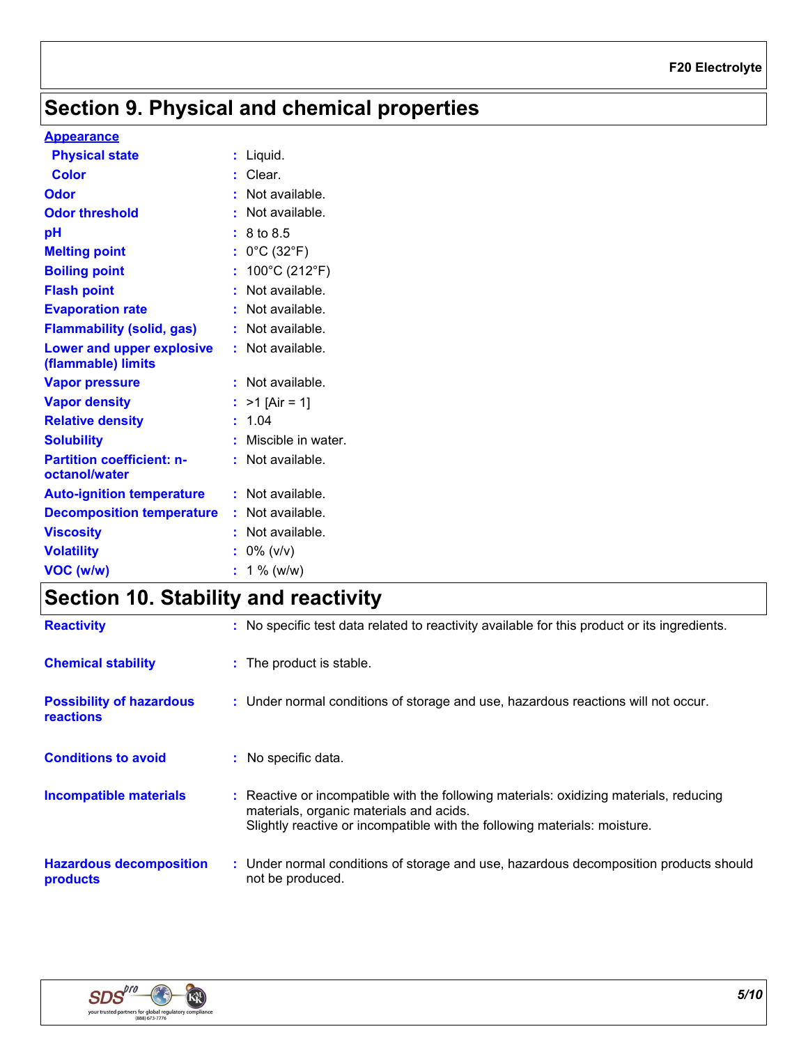## Section 9. Physical and chemical properties

**Appearance**

| Property | Value |
|---|---|
| Physical state | Liquid. |
| Color | Clear. |
| Odor | Not available. |
| Odor threshold | Not available. |
| pH | 8 to 8.5 |
| Melting point | 0°C (32°F) |
| Boiling point | 100°C (212°F) |
| Flash point | Not available. |
| Evaporation rate | Not available. |
| Flammability (solid, gas) | Not available. |
| Lower and upper explosive (flammable) limits | Not available. |
| Vapor pressure | Not available. |
| Vapor density | >1 [Air = 1] |
| Relative density | 1.04 |
| Solubility | Miscible in water. |
| Partition coefficient: n-octanol/water | Not available. |
| Auto-ignition temperature | Not available. |
| Decomposition temperature | Not available. |
| Viscosity | Not available. |
| Volatility | 0% (v/v) |
| VOC (w/w) | 1 % (w/w) |

## Section 10. Stability and reactivity

| Property | Value |
|---|---|
| Reactivity | No specific test data related to reactivity available for this product or its ingredients. |
| Chemical stability | The product is stable. |
| Possibility of hazardous reactions | Under normal conditions of storage and use, hazardous reactions will not occur. |
| Conditions to avoid | No specific data. |
| Incompatible materials | Reactive or incompatible with the following materials: oxidizing materials, reducing materials, organic materials and acids.<br>Slightly reactive or incompatible with the following materials: moisture. |
| Hazardous decomposition products | Under normal conditions of storage and use, hazardous decomposition products should not be produced. |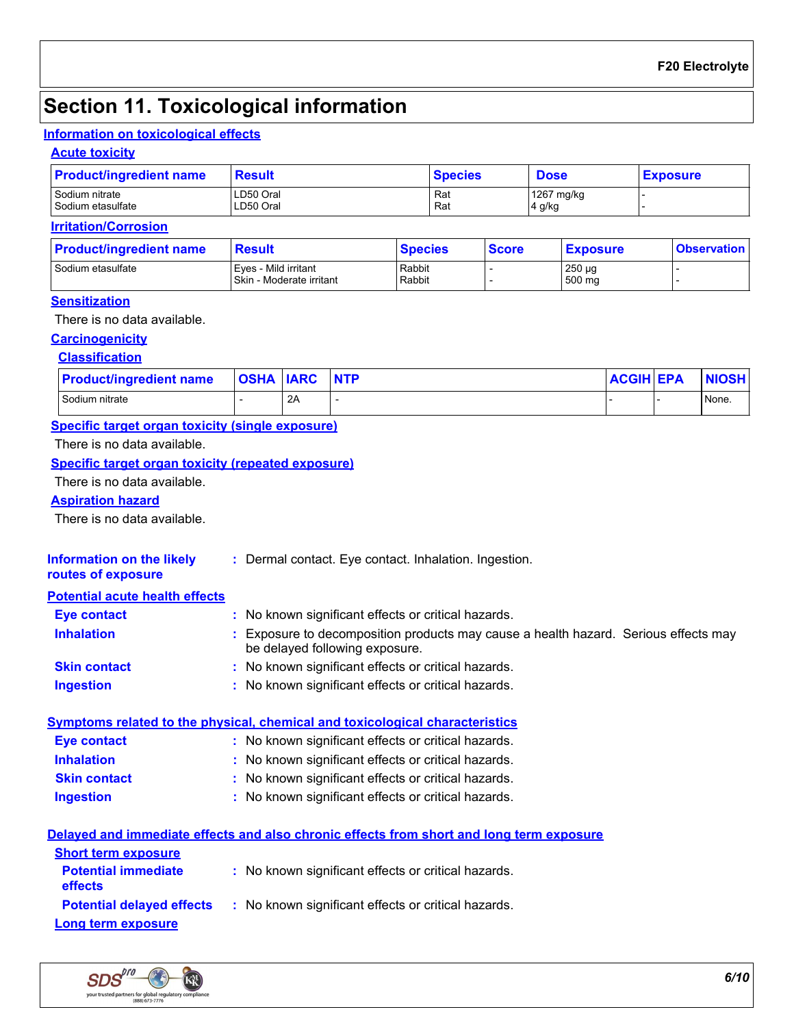## Section 11. Toxicological information

### Information on toxicological effects

#### Acute toxicity

| Product/ingredient name | Result | Species | Dose | Exposure |
|---|---|---|---|---|
| Sodium nitrate | LD50 Oral | Rat | 1267 mg/kg | - |
| Sodium etasulfate | LD50 Oral | Rat | 4 g/kg | - |

#### Irritation/Corrosion

| Product/ingredient name | Result | Species | Score | Exposure | Observation |
|---|---|---|---|---|---|
| Sodium etasulfate | Eyes - Mild irritant | Rabbit | - | 250 µg | - |
| | Skin - Moderate irritant | Rabbit | - | 500 mg | - |

#### Sensitization

There is no data available.

#### Carcinogenicity

##### Classification

| Product/ingredient name | OSHA | IARC | NTP | ACGIH | EPA | NIOSH |
|---|---|---|---|---|---|---|
| Sodium nitrate | - | 2A | - | - | - | None. |

#### Specific target organ toxicity (single exposure)

There is no data available.

#### Specific target organ toxicity (repeated exposure)

There is no data available.

#### Aspiration hazard

There is no data available.

**Information on the likely routes of exposure** : Dermal contact. Eye contact. Inhalation. Ingestion.

#### Potential acute health effects

**Eye contact** : No known significant effects or critical hazards.

**Inhalation** : Exposure to decomposition products may cause a health hazard. Serious effects may be delayed following exposure.

**Skin contact** : No known significant effects or critical hazards.

**Ingestion** : No known significant effects or critical hazards.

#### Symptoms related to the physical, chemical and toxicological characteristics

**Eye contact** : No known significant effects or critical hazards.

**Inhalation** : No known significant effects or critical hazards.

**Skin contact** : No known significant effects or critical hazards.

**Ingestion** : No known significant effects or critical hazards.

#### Delayed and immediate effects and also chronic effects from short and long term exposure

##### Short term exposure

**Potential immediate effects** : No known significant effects or critical hazards.

**Potential delayed effects** : No known significant effects or critical hazards.

##### Long term exposure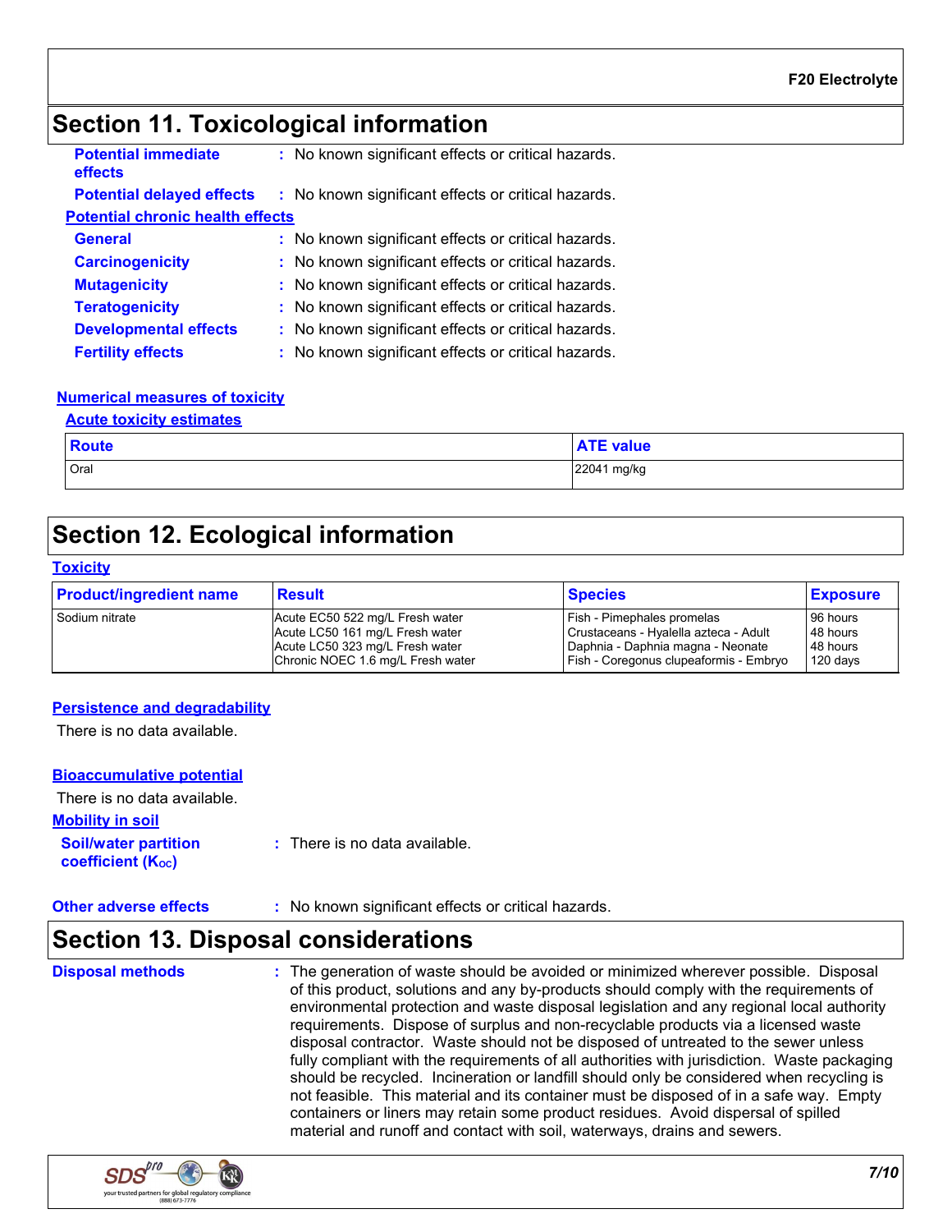## Section 11. Toxicological information

**Potential immediate effects** : No known significant effects or critical hazards.

**Potential delayed effects** : No known significant effects or critical hazards.

**Potential chronic health effects**

**General** : No known significant effects or critical hazards.

**Carcinogenicity** : No known significant effects or critical hazards.

**Mutagenicity** : No known significant effects or critical hazards.

**Teratogenicity** : No known significant effects or critical hazards.

**Developmental effects** : No known significant effects or critical hazards.

**Fertility effects** : No known significant effects or critical hazards.

**Numerical measures of toxicity**

**Acute toxicity estimates**

| Route | ATE value |
| --- | --- |
| Oral | 22041 mg/kg |

## Section 12. Ecological information

**Toxicity**

| Product/ingredient name | Result | Species | Exposure |
| --- | --- | --- | --- |
| Sodium nitrate | Acute EC50 522 mg/L Fresh water | Fish - Pimephales promelas | 96 hours |
| | Acute LC50 161 mg/L Fresh water | Crustaceans - Hyalella azteca - Adult | 48 hours |
| | Acute LC50 323 mg/L Fresh water | Daphnia - Daphnia magna - Neonate | 48 hours |
| | Chronic NOEC 1.6 mg/L Fresh water | Fish - Coregonus clupeaformis - Embryo | 120 days |

**Persistence and degradability**

There is no data available.

**Bioaccumulative potential**

There is no data available.

**Mobility in soil**

**Soil/water partition coefficient ($K_{OC}$)** : There is no data available.

**Other adverse effects** : No known significant effects or critical hazards.

## Section 13. Disposal considerations

**Disposal methods** : The generation of waste should be avoided or minimized wherever possible. Disposal of this product, solutions and any by-products should comply with the requirements of environmental protection and waste disposal legislation and any regional local authority requirements. Dispose of surplus and non-recyclable products via a licensed waste disposal contractor. Waste should not be disposed of untreated to the sewer unless fully compliant with the requirements of all authorities with jurisdiction. Waste packaging should be recycled. Incineration or landfill should only be considered when recycling is not feasible. This material and its container must be disposed of in a safe way. Empty containers or liners may retain some product residues. Avoid dispersal of spilled material and runoff and contact with soil, waterways, drains and sewers.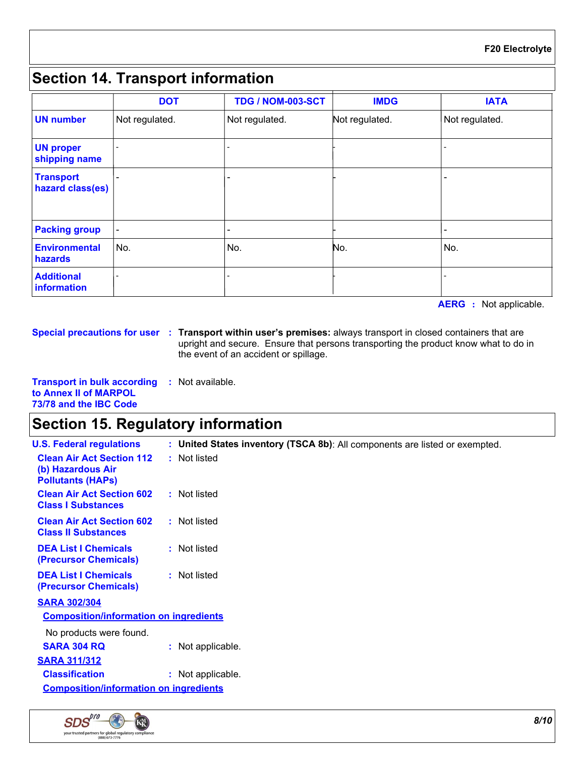## Section 14. Transport information

| | DOT | TDG / NOM-003-SCT | IMDG | IATA |
|---|---|---|---|---|
| **UN number** | Not regulated. | Not regulated. | Not regulated. | Not regulated. |
| **UN proper shipping name** | - | - | - | - |
| **Transport hazard class(es)** | - | - | - | - |
| **Packing group** | - | - | - | - |
| **Environmental hazards** | No. | No. | No. | No. |
| **Additional information** | - | - | - | - |

**AERG :** Not applicable.

**Special precautions for user :** **Transport within user's premises:** always transport in closed containers that are upright and secure. Ensure that persons transporting the product know what to do in the event of an accident or spillage.

**Transport in bulk according to Annex II of MARPOL 73/78 and the IBC Code :** Not available.

## Section 15. Regulatory information

**U.S. Federal regulations :** **United States inventory (TSCA 8b)**: All components are listed or exempted.

**Clean Air Act Section 112 (b) Hazardous Air Pollutants (HAPs) :** Not listed

**Clean Air Act Section 602 Class I Substances :** Not listed

**Clean Air Act Section 602 Class II Substances :** Not listed

**DEA List I Chemicals (Precursor Chemicals) :** Not listed

**DEA List I Chemicals (Precursor Chemicals) :** Not listed

**SARA 302/304**

**Composition/information on ingredients**

No products were found.

**SARA 304 RQ :** Not applicable.

**SARA 311/312**

**Classification :** Not applicable.

**Composition/information on ingredients**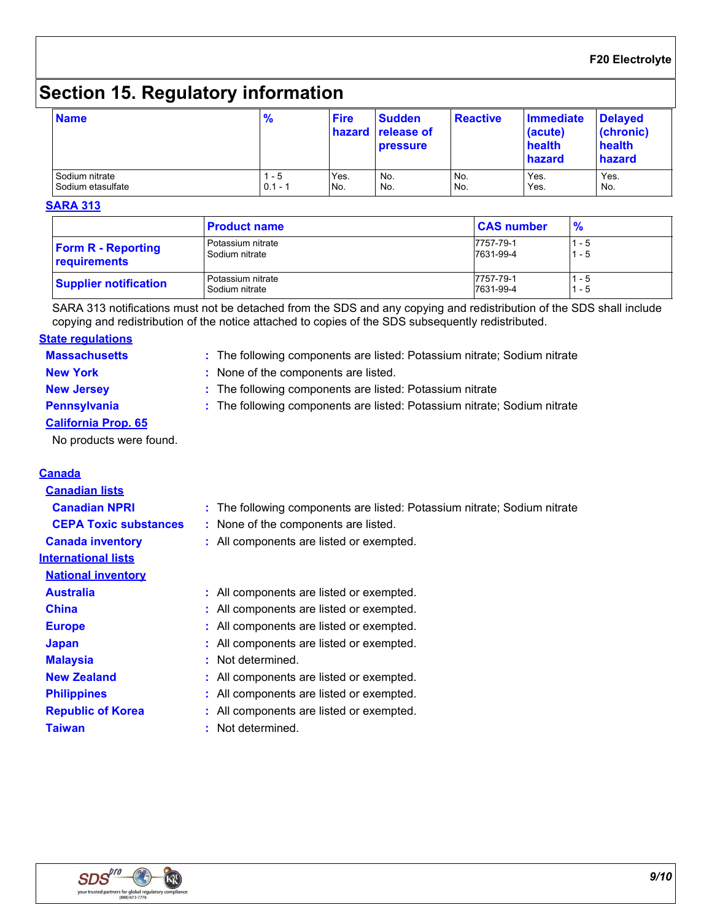# Section 15. Regulatory information

| Name | % | Fire hazard | Sudden release of pressure | Reactive | Immediate (acute) health hazard | Delayed (chronic) health hazard |
|---|---|---|---|---|---|---|
| Sodium nitrate<br>Sodium etasulfate | 1 - 5<br>0.1 - 1 | Yes.<br>No. | No.<br>No. | No.<br>No. | Yes.<br>Yes. | Yes.<br>No. |

**SARA 313**

| | Product name | CAS number | % |
|---|---|---|---|
| **Form R - Reporting requirements** | Potassium nitrate<br>Sodium nitrate | 7757-79-1<br>7631-99-4 | 1 - 5<br>1 - 5 |
| **Supplier notification** | Potassium nitrate<br>Sodium nitrate | 7757-79-1<br>7631-99-4 | 1 - 5<br>1 - 5 |

SARA 313 notifications must not be detached from the SDS and any copying and redistribution of the SDS shall include copying and redistribution of the notice attached to copies of the SDS subsequently redistributed.

**State regulations**

**Massachusetts** : The following components are listed: Potassium nitrate; Sodium nitrate

**New York** : None of the components are listed.

**New Jersey** : The following components are listed: Potassium nitrate

**Pennsylvania** : The following components are listed: Potassium nitrate; Sodium nitrate

**California Prop. 65**

No products were found.

**Canada**

**Canadian lists**

**Canadian NPRI** : The following components are listed: Potassium nitrate; Sodium nitrate

**CEPA Toxic substances** : None of the components are listed.

**Canada inventory** : All components are listed or exempted.

**International lists**

**National inventory**

**Australia** : All components are listed or exempted.

**China** : All components are listed or exempted.

**Europe** : All components are listed or exempted.

**Japan** : All components are listed or exempted.

**Malaysia** : Not determined.

**New Zealand** : All components are listed or exempted.

**Philippines** : All components are listed or exempted.

**Republic of Korea** : All components are listed or exempted.

**Taiwan** : Not determined.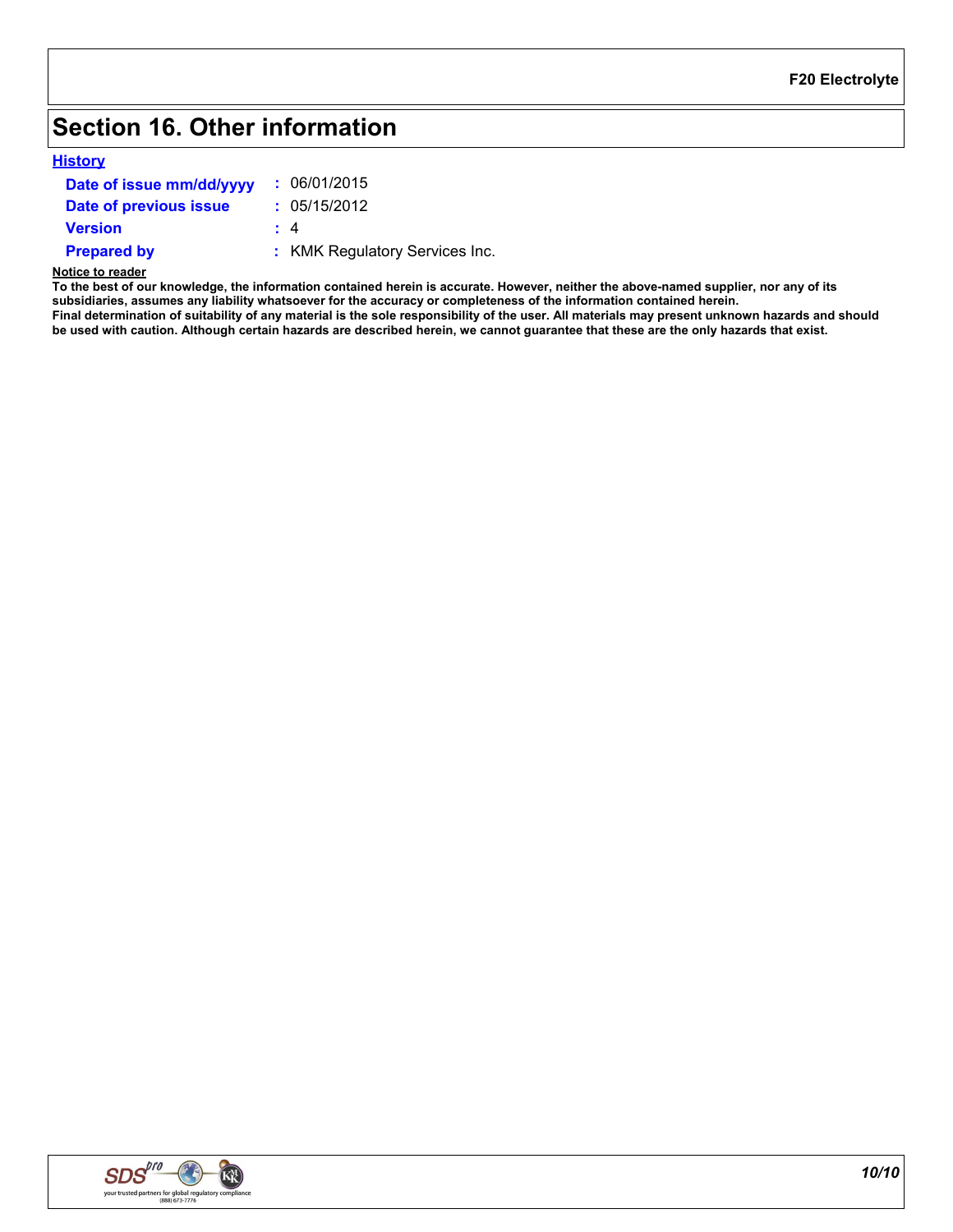# Section 16. Other information

### History

| | | |
|---|---|---|
| **Date of issue mm/dd/yyyy** | : | 06/01/2015 |
| **Date of previous issue** | : | 05/15/2012 |
| **Version** | : | 4 |
| **Prepared by** | : | KMK Regulatory Services Inc. |

**Notice to reader**

**To the best of our knowledge, the information contained herein is accurate. However, neither the above-named supplier, nor any of its subsidiaries, assumes any liability whatsoever for the accuracy or completeness of the information contained herein.**
**Final determination of suitability of any material is the sole responsibility of the user. All materials may present unknown hazards and should be used with caution. Although certain hazards are described herein, we cannot guarantee that these are the only hazards that exist.**